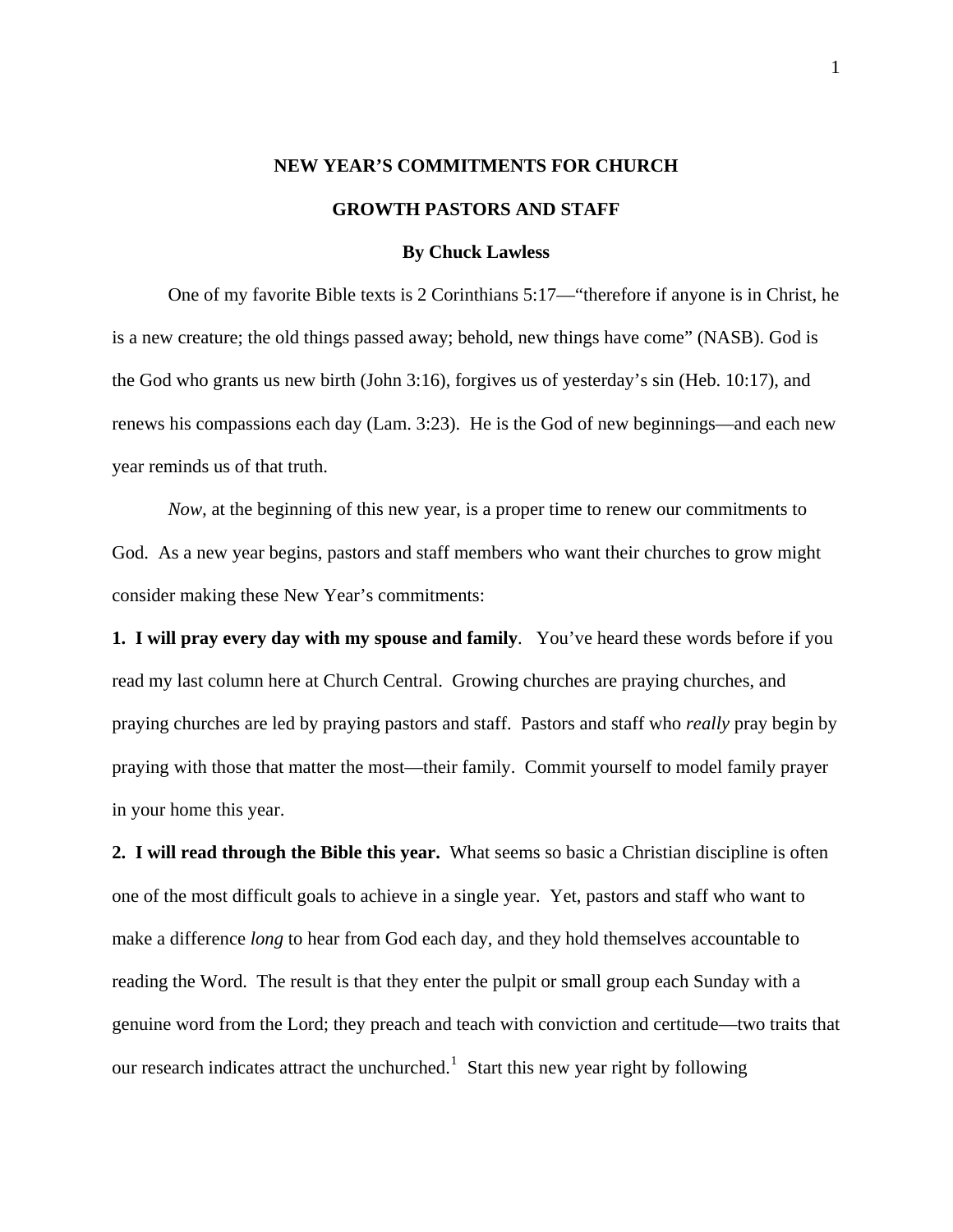# NEW YEAR'S COMMITMENTS FOR CHURCH GROWTH PASTORS AND STAFF

**By Chuck Lawless**

One of my favorite Bible texts is 2 Corinthians 5:17—"therefore if anyone is in Christ, he is a new creature; the old things passed away; behold, new things have come" (NASB). God is the God who grants us new birth (John 3:16), forgives us of yesterday's sin (Heb. 10:17), and renews his compassions each day (Lam. 3:23). He is the God of new beginnings—and each new year reminds us of that truth.

*Now*, at the beginning of this new year, is a proper time to renew our commitments to God. As a new year begins, pastors and staff members who want their churches to grow might consider making these New Year's commitments:

**1. I will pray every day with my spouse and family**. You've heard these words before if you read my last column here at Church Central. Growing churches are praying churches, and praying churches are led by praying pastors and staff. Pastors and staff who *really* pray begin by praying with those that matter the most—their family. Commit yourself to model family prayer in your home this year.

**2. I will read through the Bible this year.** What seems so basic a Christian discipline is often one of the most difficult goals to achieve in a single year. Yet, pastors and staff who want to make a difference *long* to hear from God each day, and they hold themselves accountable to reading the Word. The result is that they enter the pulpit or small group each Sunday with a genuine word from the Lord; they preach and teach with conviction and certitude—two traits that our research indicates attract the unchurched.[1] Start this new year right by following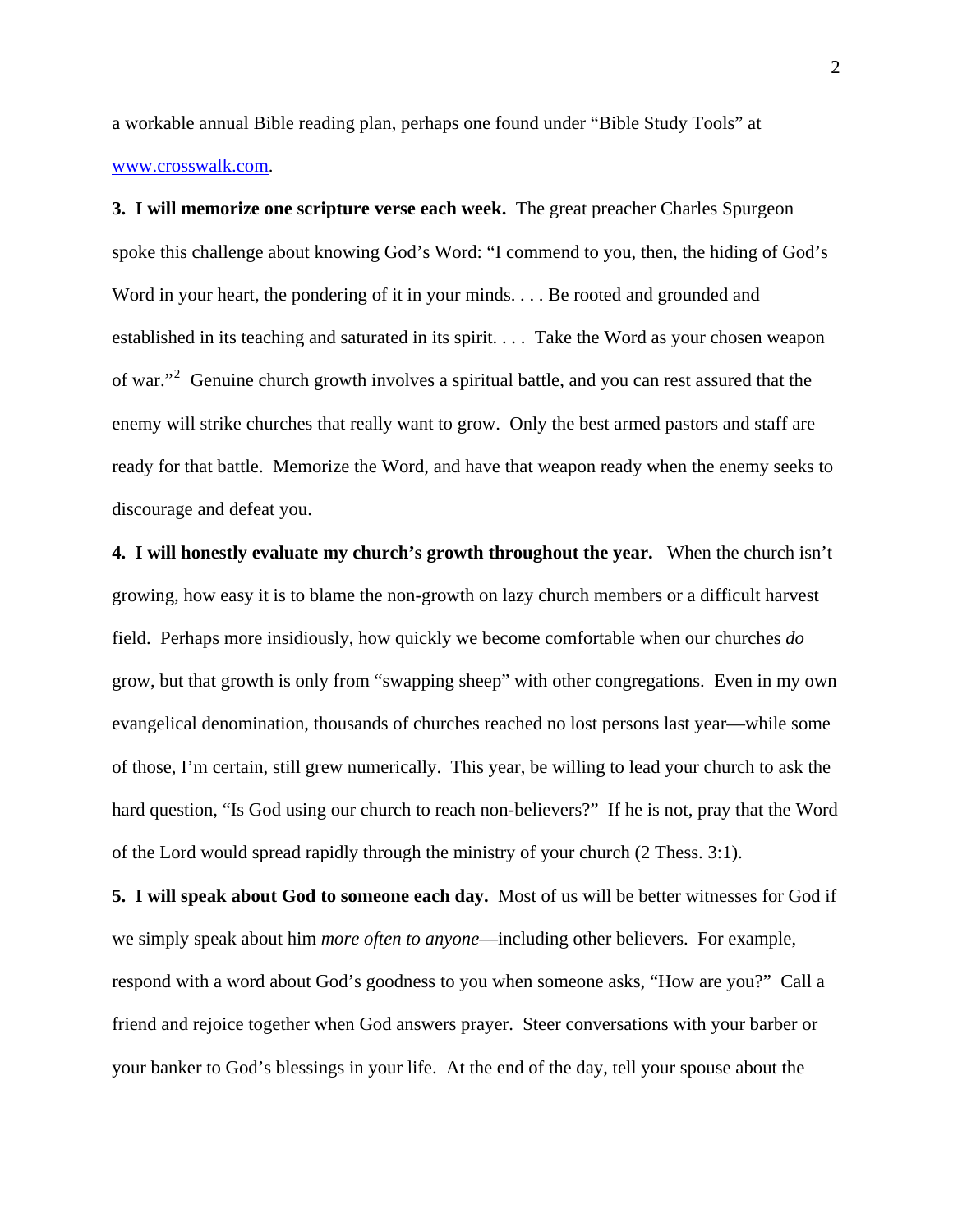a workable annual Bible reading plan, perhaps one found under “Bible Study Tools” at www.crosswalk.com.

**3. I will memorize one scripture verse each week.** The great preacher Charles Spurgeon spoke this challenge about knowing God’s Word: “I commend to you, then, the hiding of God’s Word in your heart, the pondering of it in your minds. . . . Be rooted and grounded and established in its teaching and saturated in its spirit. . . . Take the Word as your chosen weapon of war.”[2] Genuine church growth involves a spiritual battle, and you can rest assured that the enemy will strike churches that really want to grow. Only the best armed pastors and staff are ready for that battle. Memorize the Word, and have that weapon ready when the enemy seeks to discourage and defeat you.

**4. I will honestly evaluate my church’s growth throughout the year.** When the church isn’t growing, how easy it is to blame the non-growth on lazy church members or a difficult harvest field. Perhaps more insidiously, how quickly we become comfortable when our churches *do* grow, but that growth is only from “swapping sheep” with other congregations. Even in my own evangelical denomination, thousands of churches reached no lost persons last year—while some of those, I’m certain, still grew numerically. This year, be willing to lead your church to ask the hard question, “Is God using our church to reach non-believers?” If he is not, pray that the Word of the Lord would spread rapidly through the ministry of your church (2 Thess. 3:1).

**5. I will speak about God to someone each day.** Most of us will be better witnesses for God if we simply speak about him *more often to anyone*—including other believers. For example, respond with a word about God’s goodness to you when someone asks, “How are you?” Call a friend and rejoice together when God answers prayer. Steer conversations with your barber or your banker to God’s blessings in your life. At the end of the day, tell your spouse about the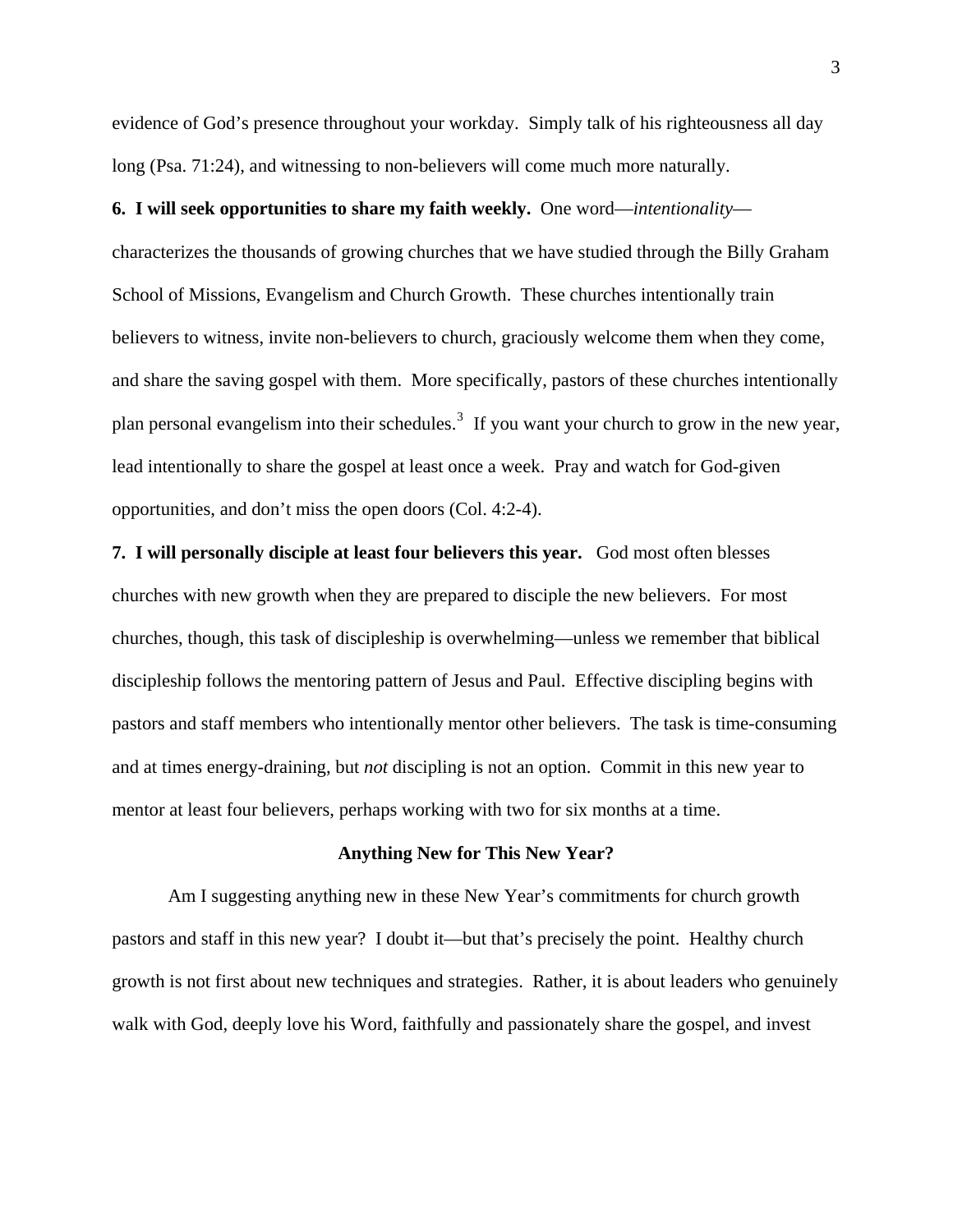evidence of God's presence throughout your workday. Simply talk of his righteousness all day long (Psa. 71:24), and witnessing to non-believers will come much more naturally.

**6. I will seek opportunities to share my faith weekly.** One word—*intentionality*—characterizes the thousands of growing churches that we have studied through the Billy Graham School of Missions, Evangelism and Church Growth. These churches intentionally train believers to witness, invite non-believers to church, graciously welcome them when they come, and share the saving gospel with them. More specifically, pastors of these churches intentionally plan personal evangelism into their schedules.[3] If you want your church to grow in the new year, lead intentionally to share the gospel at least once a week. Pray and watch for God-given opportunities, and don't miss the open doors (Col. 4:2-4).

**7. I will personally disciple at least four believers this year.** God most often blesses churches with new growth when they are prepared to disciple the new believers. For most churches, though, this task of discipleship is overwhelming—unless we remember that biblical discipleship follows the mentoring pattern of Jesus and Paul. Effective discipling begins with pastors and staff members who intentionally mentor other believers. The task is time-consuming and at times energy-draining, but *not* discipling is not an option. Commit in this new year to mentor at least four believers, perhaps working with two for six months at a time.

## Anything New for This New Year?

Am I suggesting anything new in these New Year's commitments for church growth pastors and staff in this new year? I doubt it—but that's precisely the point. Healthy church growth is not first about new techniques and strategies. Rather, it is about leaders who genuinely walk with God, deeply love his Word, faithfully and passionately share the gospel, and invest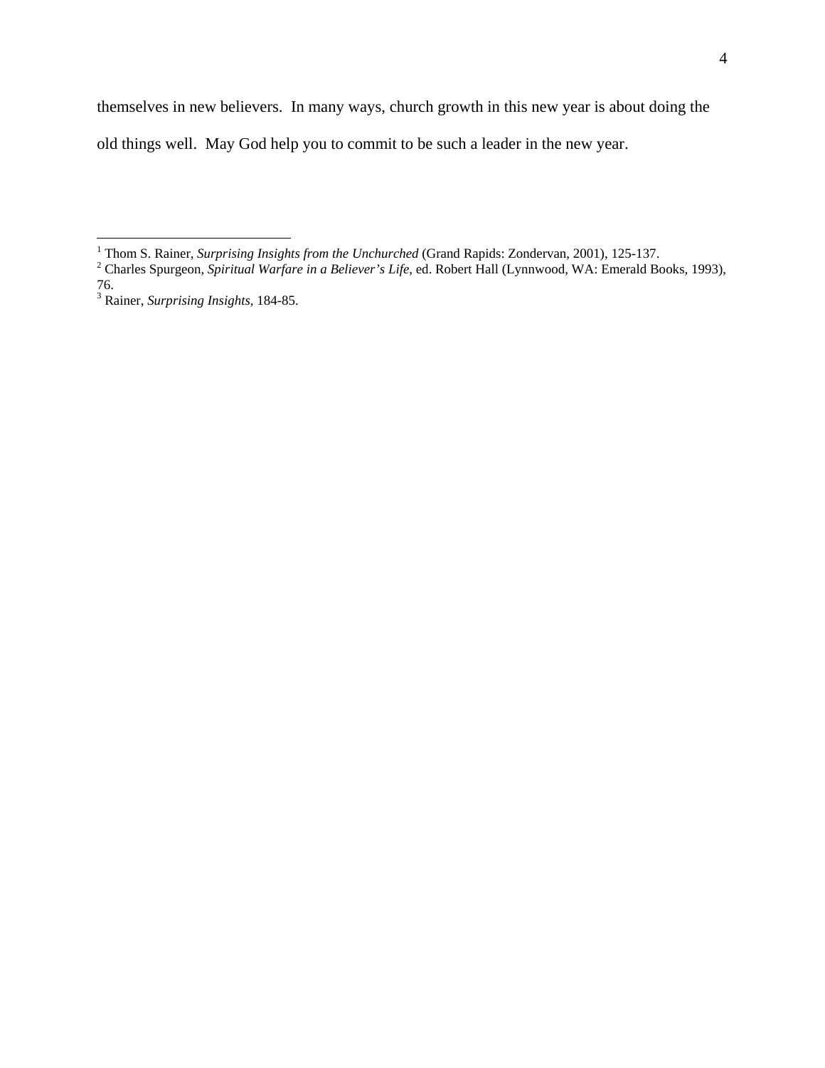themselves in new believers. In many ways, church growth in this new year is about doing the old things well. May God help you to commit to be such a leader in the new year.

---

[1] Thom S. Rainer, *Surprising Insights from the Unchurched* (Grand Rapids: Zondervan, 2001), 125-137.

[2] Charles Spurgeon, *Spiritual Warfare in a Believer's Life*, ed. Robert Hall (Lynnwood, WA: Emerald Books, 1993), 76.

[3] Rainer, *Surprising Insights*, 184-85.